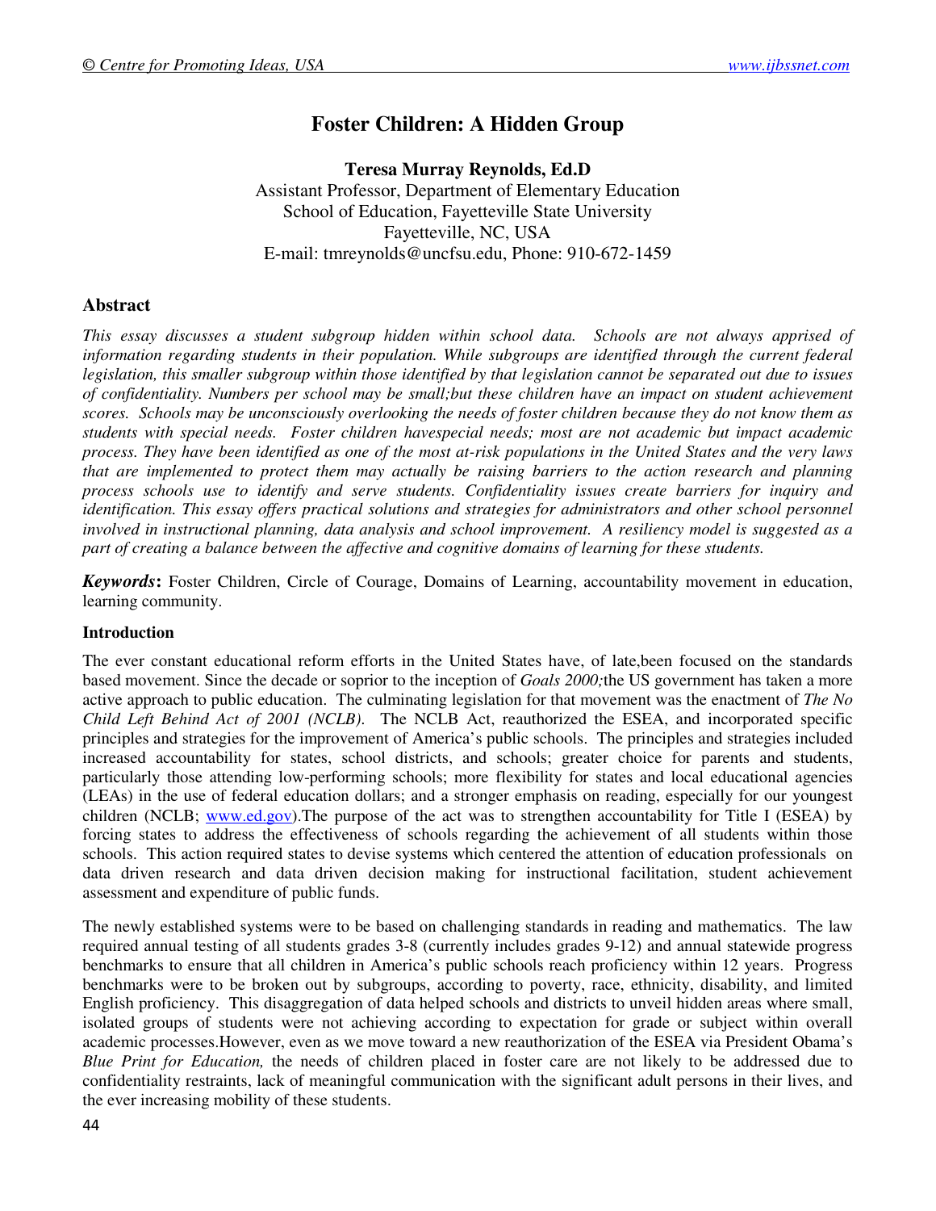# Foster Children: A Hidden Group

**Teresa Murray Reynolds, Ed.D**
Assistant Professor, Department of Elementary Education
School of Education, Fayetteville State University
Fayetteville, NC, USA
E-mail: tmreynolds@uncfsu.edu, Phone: 910-672-1459

## Abstract

*This essay discusses a student subgroup hidden within school data. Schools are not always apprised of information regarding students in their population. While subgroups are identified through the current federal legislation, this smaller subgroup within those identified by that legislation cannot be separated out due to issues of confidentiality. Numbers per school may be small;but these children have an impact on student achievement scores. Schools may be unconsciously overlooking the needs of foster children because they do not know them as students with special needs. Foster children havespecial needs; most are not academic but impact academic process. They have been identified as one of the most at-risk populations in the United States and the very laws that are implemented to protect them may actually be raising barriers to the action research and planning process schools use to identify and serve students. Confidentiality issues create barriers for inquiry and identification. This essay offers practical solutions and strategies for administrators and other school personnel involved in instructional planning, data analysis and school improvement. A resiliency model is suggested as a part of creating a balance between the affective and cognitive domains of learning for these students.*

***Keywords*:** Foster Children, Circle of Courage, Domains of Learning, accountability movement in education, learning community.

### Introduction

The ever constant educational reform efforts in the United States have, of late,been focused on the standards based movement. Since the decade or soprior to the inception of *Goals 2000;*the US government has taken a more active approach to public education. The culminating legislation for that movement was the enactment of *The No Child Left Behind Act of 2001 (NCLB).* The NCLB Act, reauthorized the ESEA, and incorporated specific principles and strategies for the improvement of America's public schools. The principles and strategies included increased accountability for states, school districts, and schools; greater choice for parents and students, particularly those attending low-performing schools; more flexibility for states and local educational agencies (LEAs) in the use of federal education dollars; and a stronger emphasis on reading, especially for our youngest children (NCLB; www.ed.gov).The purpose of the act was to strengthen accountability for Title I (ESEA) by forcing states to address the effectiveness of schools regarding the achievement of all students within those schools. This action required states to devise systems which centered the attention of education professionals on data driven research and data driven decision making for instructional facilitation, student achievement assessment and expenditure of public funds.

The newly established systems were to be based on challenging standards in reading and mathematics. The law required annual testing of all students grades 3-8 (currently includes grades 9-12) and annual statewide progress benchmarks to ensure that all children in America's public schools reach proficiency within 12 years. Progress benchmarks were to be broken out by subgroups, according to poverty, race, ethnicity, disability, and limited English proficiency. This disaggregation of data helped schools and districts to unveil hidden areas where small, isolated groups of students were not achieving according to expectation for grade or subject within overall academic processes.However, even as we move toward a new reauthorization of the ESEA via President Obama's *Blue Print for Education,* the needs of children placed in foster care are not likely to be addressed due to confidentiality restraints, lack of meaningful communication with the significant adult persons in their lives, and the ever increasing mobility of these students.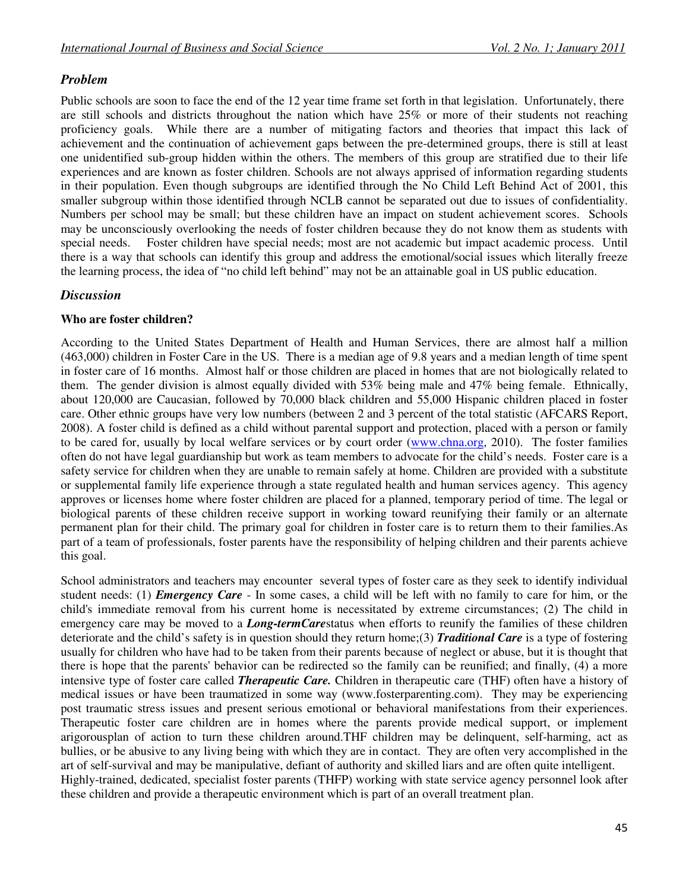## *Problem*

Public schools are soon to face the end of the 12 year time frame set forth in that legislation. Unfortunately, there are still schools and districts throughout the nation which have 25% or more of their students not reaching proficiency goals. While there are a number of mitigating factors and theories that impact this lack of achievement and the continuation of achievement gaps between the pre-determined groups, there is still at least one unidentified sub-group hidden within the others. The members of this group are stratified due to their life experiences and are known as foster children. Schools are not always apprised of information regarding students in their population. Even though subgroups are identified through the No Child Left Behind Act of 2001, this smaller subgroup within those identified through NCLB cannot be separated out due to issues of confidentiality. Numbers per school may be small; but these children have an impact on student achievement scores. Schools may be unconsciously overlooking the needs of foster children because they do not know them as students with special needs. Foster children have special needs; most are not academic but impact academic process. Until there is a way that schools can identify this group and address the emotional/social issues which literally freeze the learning process, the idea of "no child left behind" may not be an attainable goal in US public education.

## *Discussion*

### Who are foster children?

According to the United States Department of Health and Human Services, there are almost half a million (463,000) children in Foster Care in the US. There is a median age of 9.8 years and a median length of time spent in foster care of 16 months. Almost half or those children are placed in homes that are not biologically related to them. The gender division is almost equally divided with 53% being male and 47% being female. Ethnically, about 120,000 are Caucasian, followed by 70,000 black children and 55,000 Hispanic children placed in foster care. Other ethnic groups have very low numbers (between 2 and 3 percent of the total statistic (AFCARS Report, 2008). A foster child is defined as a child without parental support and protection, placed with a person or family to be cared for, usually by local welfare services or by court order (www.chna.org, 2010). The foster families often do not have legal guardianship but work as team members to advocate for the child's needs. Foster care is a safety service for children when they are unable to remain safely at home. Children are provided with a substitute or supplemental family life experience through a state regulated health and human services agency. This agency approves or licenses home where foster children are placed for a planned, temporary period of time. The legal or biological parents of these children receive support in working toward reunifying their family or an alternate permanent plan for their child. The primary goal for children in foster care is to return them to their families.As part of a team of professionals, foster parents have the responsibility of helping children and their parents achieve this goal.

School administrators and teachers may encounter several types of foster care as they seek to identify individual student needs: (1) ***Emergency Care*** - In some cases, a child will be left with no family to care for him, or the child's immediate removal from his current home is necessitated by extreme circumstances; (2) The child in emergency care may be moved to a ***Long-termCare***status when efforts to reunify the families of these children deteriorate and the child's safety is in question should they return home;(3) ***Traditional Care*** is a type of fostering usually for children who have had to be taken from their parents because of neglect or abuse, but it is thought that there is hope that the parents' behavior can be redirected so the family can be reunified; and finally, (4) a more intensive type of foster care called ***Therapeutic Care.*** Children in therapeutic care (THF) often have a history of medical issues or have been traumatized in some way (www.fosterparenting.com). They may be experiencing post traumatic stress issues and present serious emotional or behavioral manifestations from their experiences. Therapeutic foster care children are in homes where the parents provide medical support, or implement arigorousplan of action to turn these children around.THF children may be delinquent, self-harming, act as bullies, or be abusive to any living being with which they are in contact. They are often very accomplished in the art of self-survival and may be manipulative, defiant of authority and skilled liars and are often quite intelligent. Highly-trained, dedicated, specialist foster parents (THFP) working with state service agency personnel look after these children and provide a therapeutic environment which is part of an overall treatment plan.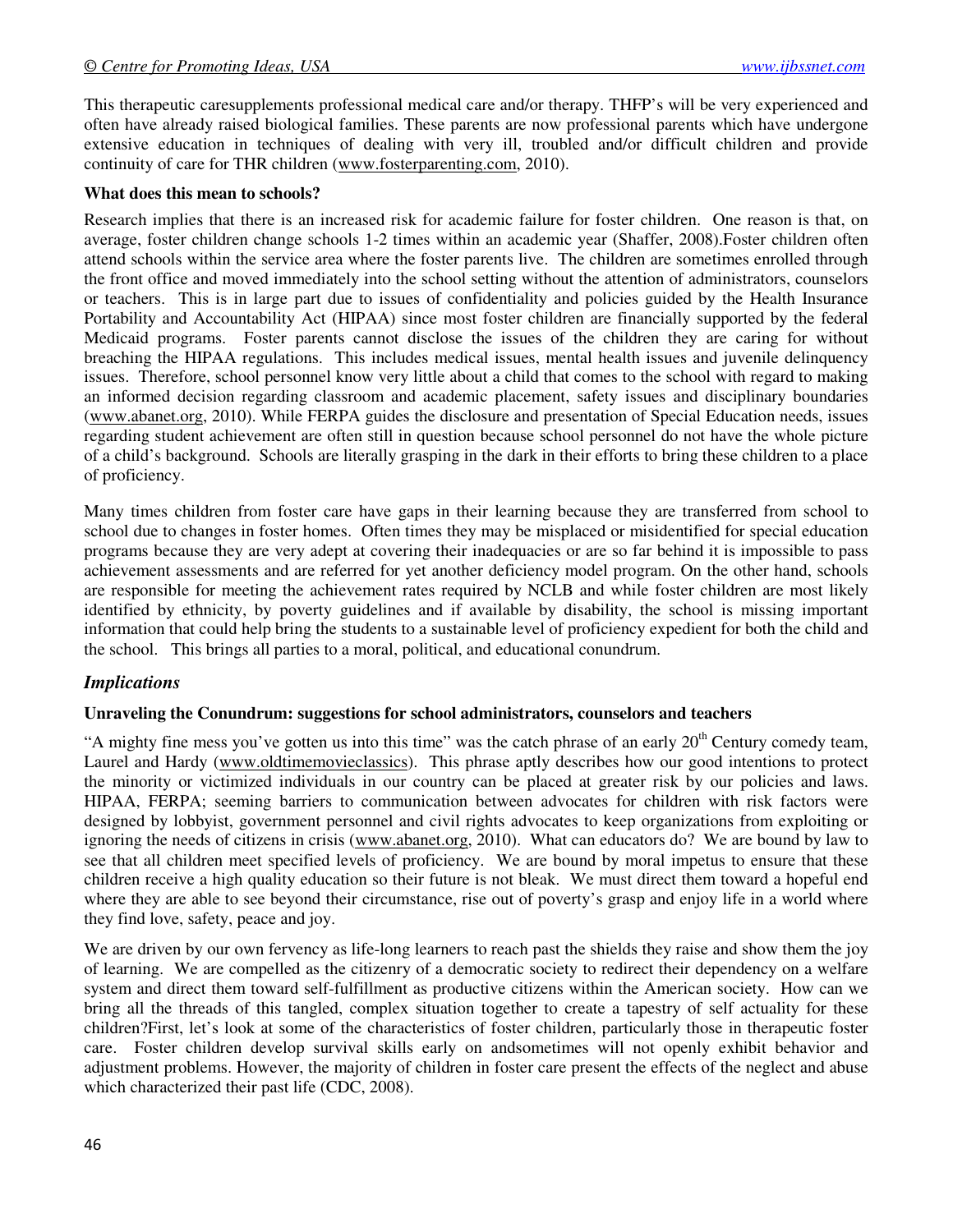This therapeutic caresupplements professional medical care and/or therapy. THFP's will be very experienced and often have already raised biological families. These parents are now professional parents which have undergone extensive education in techniques of dealing with very ill, troubled and/or difficult children and provide continuity of care for THR children (www.fosterparenting.com, 2010).

**What does this mean to schools?**

Research implies that there is an increased risk for academic failure for foster children. One reason is that, on average, foster children change schools 1-2 times within an academic year (Shaffer, 2008).Foster children often attend schools within the service area where the foster parents live. The children are sometimes enrolled through the front office and moved immediately into the school setting without the attention of administrators, counselors or teachers. This is in large part due to issues of confidentiality and policies guided by the Health Insurance Portability and Accountability Act (HIPAA) since most foster children are financially supported by the federal Medicaid programs. Foster parents cannot disclose the issues of the children they are caring for without breaching the HIPAA regulations. This includes medical issues, mental health issues and juvenile delinquency issues. Therefore, school personnel know very little about a child that comes to the school with regard to making an informed decision regarding classroom and academic placement, safety issues and disciplinary boundaries (www.abanet.org, 2010). While FERPA guides the disclosure and presentation of Special Education needs, issues regarding student achievement are often still in question because school personnel do not have the whole picture of a child's background. Schools are literally grasping in the dark in their efforts to bring these children to a place of proficiency.

Many times children from foster care have gaps in their learning because they are transferred from school to school due to changes in foster homes. Often times they may be misplaced or misidentified for special education programs because they are very adept at covering their inadequacies or are so far behind it is impossible to pass achievement assessments and are referred for yet another deficiency model program. On the other hand, schools are responsible for meeting the achievement rates required by NCLB and while foster children are most likely identified by ethnicity, by poverty guidelines and if available by disability, the school is missing important information that could help bring the students to a sustainable level of proficiency expedient for both the child and the school. This brings all parties to a moral, political, and educational conundrum.

## *Implications*

**Unraveling the Conundrum: suggestions for school administrators, counselors and teachers**

"A mighty fine mess you've gotten us into this time" was the catch phrase of an early 20th Century comedy team, Laurel and Hardy (www.oldtimemovieclassics). This phrase aptly describes how our good intentions to protect the minority or victimized individuals in our country can be placed at greater risk by our policies and laws. HIPAA, FERPA; seeming barriers to communication between advocates for children with risk factors were designed by lobbyist, government personnel and civil rights advocates to keep organizations from exploiting or ignoring the needs of citizens in crisis (www.abanet.org, 2010). What can educators do? We are bound by law to see that all children meet specified levels of proficiency. We are bound by moral impetus to ensure that these children receive a high quality education so their future is not bleak. We must direct them toward a hopeful end where they are able to see beyond their circumstance, rise out of poverty's grasp and enjoy life in a world where they find love, safety, peace and joy.

We are driven by our own fervency as life-long learners to reach past the shields they raise and show them the joy of learning. We are compelled as the citizenry of a democratic society to redirect their dependency on a welfare system and direct them toward self-fulfillment as productive citizens within the American society. How can we bring all the threads of this tangled, complex situation together to create a tapestry of self actuality for these children?First, let's look at some of the characteristics of foster children, particularly those in therapeutic foster care. Foster children develop survival skills early on andsometimes will not openly exhibit behavior and adjustment problems. However, the majority of children in foster care present the effects of the neglect and abuse which characterized their past life (CDC, 2008).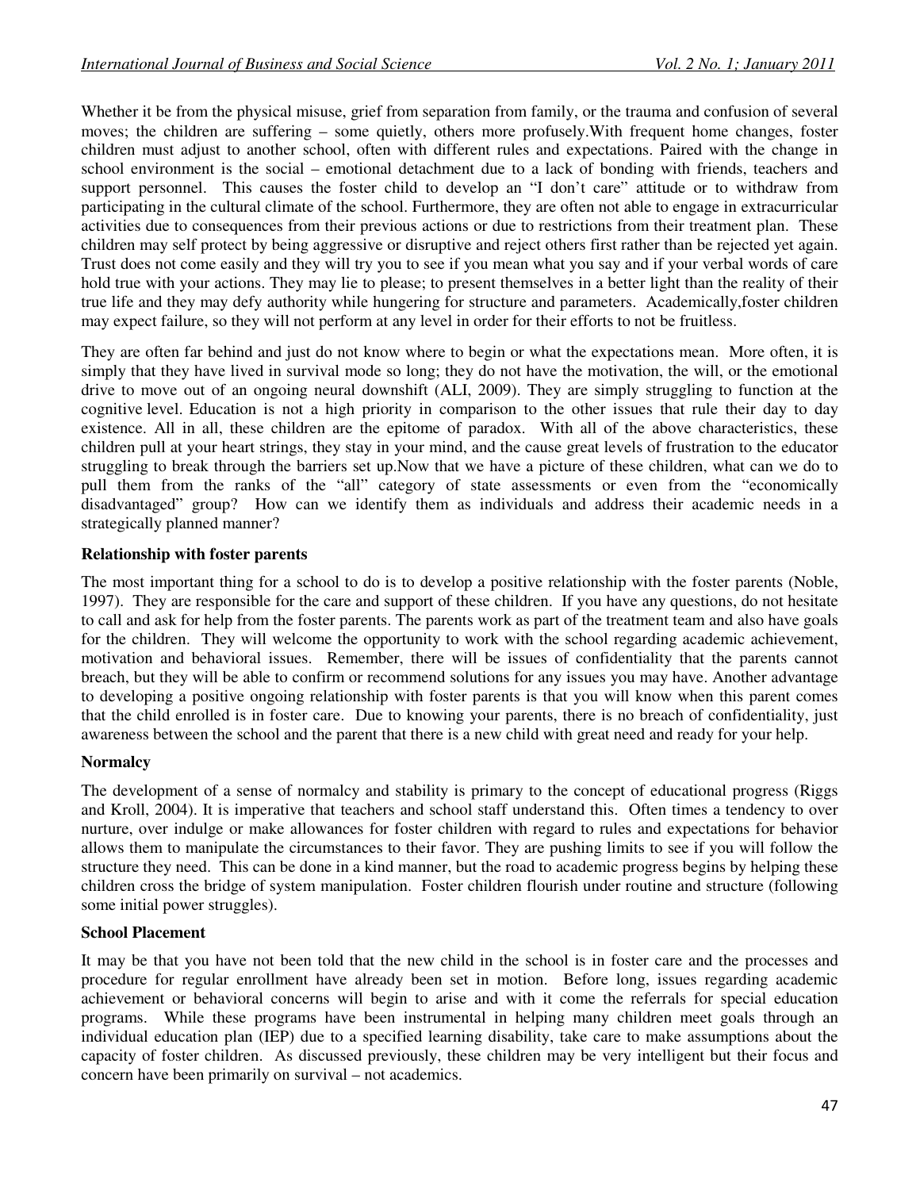Whether it be from the physical misuse, grief from separation from family, or the trauma and confusion of several moves; the children are suffering – some quietly, others more profusely.With frequent home changes, foster children must adjust to another school, often with different rules and expectations. Paired with the change in school environment is the social – emotional detachment due to a lack of bonding with friends, teachers and support personnel. This causes the foster child to develop an "I don't care" attitude or to withdraw from participating in the cultural climate of the school. Furthermore, they are often not able to engage in extracurricular activities due to consequences from their previous actions or due to restrictions from their treatment plan. These children may self protect by being aggressive or disruptive and reject others first rather than be rejected yet again. Trust does not come easily and they will try you to see if you mean what you say and if your verbal words of care hold true with your actions. They may lie to please; to present themselves in a better light than the reality of their true life and they may defy authority while hungering for structure and parameters. Academically,foster children may expect failure, so they will not perform at any level in order for their efforts to not be fruitless.

They are often far behind and just do not know where to begin or what the expectations mean. More often, it is simply that they have lived in survival mode so long; they do not have the motivation, the will, or the emotional drive to move out of an ongoing neural downshift (ALI, 2009). They are simply struggling to function at the cognitive level. Education is not a high priority in comparison to the other issues that rule their day to day existence. All in all, these children are the epitome of paradox. With all of the above characteristics, these children pull at your heart strings, they stay in your mind, and the cause great levels of frustration to the educator struggling to break through the barriers set up.Now that we have a picture of these children, what can we do to pull them from the ranks of the "all" category of state assessments or even from the "economically disadvantaged" group? How can we identify them as individuals and address their academic needs in a strategically planned manner?

**Relationship with foster parents**

The most important thing for a school to do is to develop a positive relationship with the foster parents (Noble, 1997). They are responsible for the care and support of these children. If you have any questions, do not hesitate to call and ask for help from the foster parents. The parents work as part of the treatment team and also have goals for the children. They will welcome the opportunity to work with the school regarding academic achievement, motivation and behavioral issues. Remember, there will be issues of confidentiality that the parents cannot breach, but they will be able to confirm or recommend solutions for any issues you may have. Another advantage to developing a positive ongoing relationship with foster parents is that you will know when this parent comes that the child enrolled is in foster care. Due to knowing your parents, there is no breach of confidentiality, just awareness between the school and the parent that there is a new child with great need and ready for your help.

**Normalcy**

The development of a sense of normalcy and stability is primary to the concept of educational progress (Riggs and Kroll, 2004). It is imperative that teachers and school staff understand this. Often times a tendency to over nurture, over indulge or make allowances for foster children with regard to rules and expectations for behavior allows them to manipulate the circumstances to their favor. They are pushing limits to see if you will follow the structure they need. This can be done in a kind manner, but the road to academic progress begins by helping these children cross the bridge of system manipulation. Foster children flourish under routine and structure (following some initial power struggles).

**School Placement**

It may be that you have not been told that the new child in the school is in foster care and the processes and procedure for regular enrollment have already been set in motion. Before long, issues regarding academic achievement or behavioral concerns will begin to arise and with it come the referrals for special education programs. While these programs have been instrumental in helping many children meet goals through an individual education plan (IEP) due to a specified learning disability, take care to make assumptions about the capacity of foster children. As discussed previously, these children may be very intelligent but their focus and concern have been primarily on survival – not academics.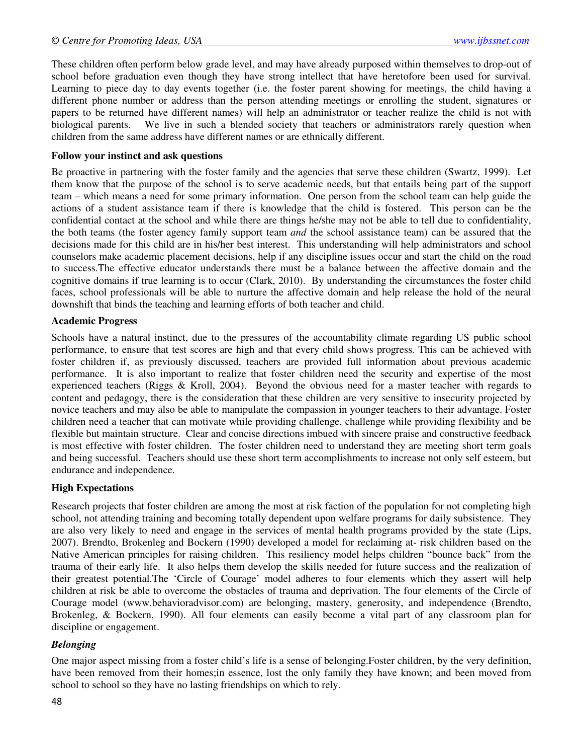These children often perform below grade level, and may have already purposed within themselves to drop-out of school before graduation even though they have strong intellect that have heretofore been used for survival. Learning to piece day to day events together (i.e. the foster parent showing for meetings, the child having a different phone number or address than the person attending meetings or enrolling the student, signatures or papers to be returned have different names) will help an administrator or teacher realize the child is not with biological parents. We live in such a blended society that teachers or administrators rarely question when children from the same address have different names or are ethnically different.

**Follow your instinct and ask questions**

Be proactive in partnering with the foster family and the agencies that serve these children (Swartz, 1999). Let them know that the purpose of the school is to serve academic needs, but that entails being part of the support team – which means a need for some primary information. One person from the school team can help guide the actions of a student assistance team if there is knowledge that the child is fostered. This person can be the confidential contact at the school and while there are things he/she may not be able to tell due to confidentiality, the both teams (the foster agency family support team *and* the school assistance team) can be assured that the decisions made for this child are in his/her best interest. This understanding will help administrators and school counselors make academic placement decisions, help if any discipline issues occur and start the child on the road to success.The effective educator understands there must be a balance between the affective domain and the cognitive domains if true learning is to occur (Clark, 2010). By understanding the circumstances the foster child faces, school professionals will be able to nurture the affective domain and help release the hold of the neural downshift that binds the teaching and learning efforts of both teacher and child.

**Academic Progress**

Schools have a natural instinct, due to the pressures of the accountability climate regarding US public school performance, to ensure that test scores are high and that every child shows progress. This can be achieved with foster children if, as previously discussed, teachers are provided full information about previous academic performance. It is also important to realize that foster children need the security and expertise of the most experienced teachers (Riggs & Kroll, 2004). Beyond the obvious need for a master teacher with regards to content and pedagogy, there is the consideration that these children are very sensitive to insecurity projected by novice teachers and may also be able to manipulate the compassion in younger teachers to their advantage. Foster children need a teacher that can motivate while providing challenge, challenge while providing flexibility and be flexible but maintain structure. Clear and concise directions imbued with sincere praise and constructive feedback is most effective with foster children. The foster children need to understand they are meeting short term goals and being successful. Teachers should use these short term accomplishments to increase not only self esteem, but endurance and independence.

**High Expectations**

Research projects that foster children are among the most at risk faction of the population for not completing high school, not attending training and becoming totally dependent upon welfare programs for daily subsistence. They are also very likely to need and engage in the services of mental health programs provided by the state (Lips, 2007). Brendto, Brokenleg and Bockern (1990) developed a model for reclaiming at- risk children based on the Native American principles for raising children. This resiliency model helps children "bounce back" from the trauma of their early life. It also helps them develop the skills needed for future success and the realization of their greatest potential.The 'Circle of Courage' model adheres to four elements which they assert will help children at risk be able to overcome the obstacles of trauma and deprivation. The four elements of the Circle of Courage model (www.behavioradvisor.com) are belonging, mastery, generosity, and independence (Brendto, Brokenleg, & Bockern, 1990). All four elements can easily become a vital part of any classroom plan for discipline or engagement.

***Belonging***

One major aspect missing from a foster child's life is a sense of belonging.Foster children, by the very definition, have been removed from their homes;in essence, lost the only family they have known; and been moved from school to school so they have no lasting friendships on which to rely.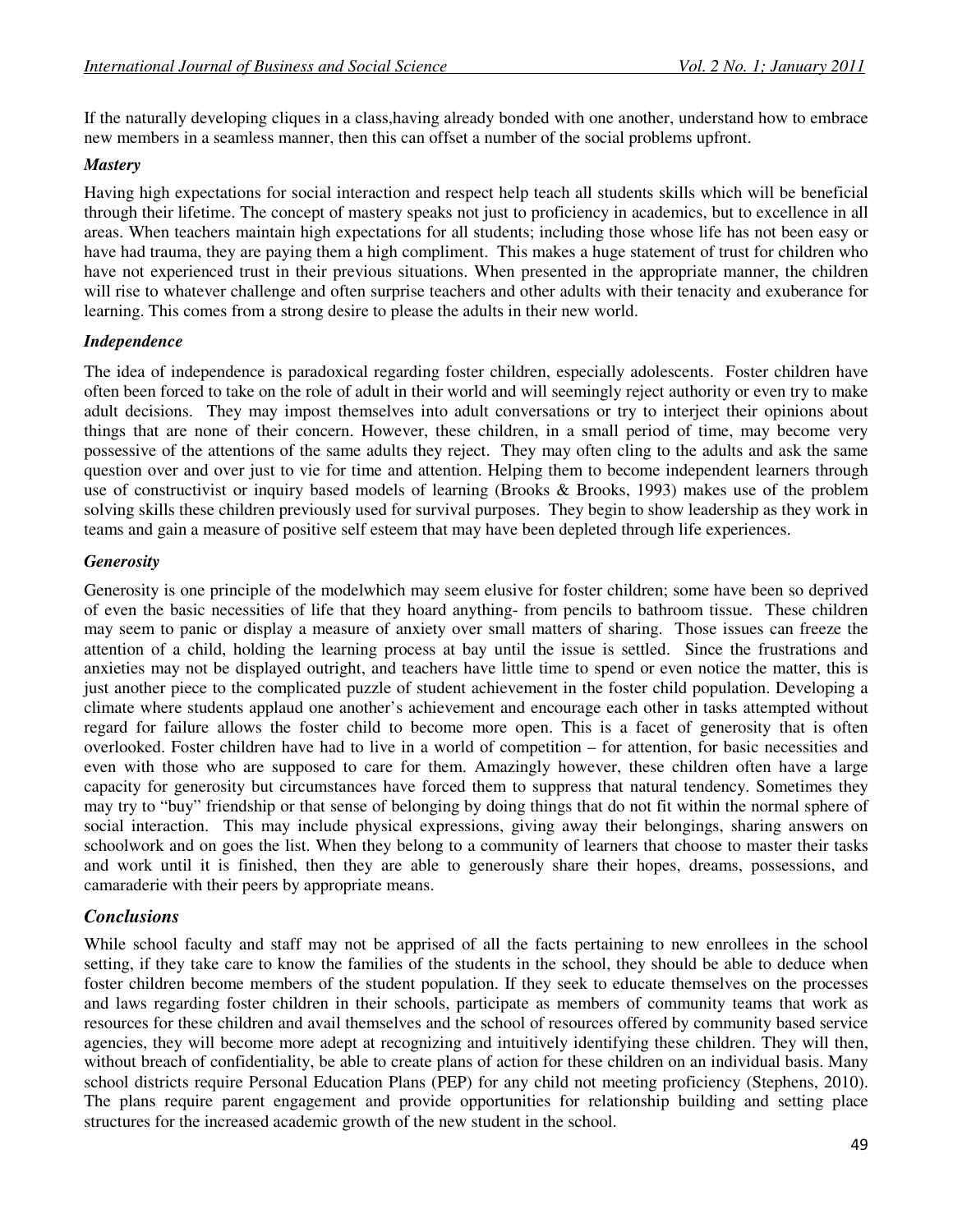If the naturally developing cliques in a class,having already bonded with one another, understand how to embrace new members in a seamless manner, then this can offset a number of the social problems upfront.

### *Mastery*

Having high expectations for social interaction and respect help teach all students skills which will be beneficial through their lifetime. The concept of mastery speaks not just to proficiency in academics, but to excellence in all areas. When teachers maintain high expectations for all students; including those whose life has not been easy or have had trauma, they are paying them a high compliment. This makes a huge statement of trust for children who have not experienced trust in their previous situations. When presented in the appropriate manner, the children will rise to whatever challenge and often surprise teachers and other adults with their tenacity and exuberance for learning. This comes from a strong desire to please the adults in their new world.

### *Independence*

The idea of independence is paradoxical regarding foster children, especially adolescents. Foster children have often been forced to take on the role of adult in their world and will seemingly reject authority or even try to make adult decisions. They may impost themselves into adult conversations or try to interject their opinions about things that are none of their concern. However, these children, in a small period of time, may become very possessive of the attentions of the same adults they reject. They may often cling to the adults and ask the same question over and over just to vie for time and attention. Helping them to become independent learners through use of constructivist or inquiry based models of learning (Brooks & Brooks, 1993) makes use of the problem solving skills these children previously used for survival purposes. They begin to show leadership as they work in teams and gain a measure of positive self esteem that may have been depleted through life experiences.

### *Generosity*

Generosity is one principle of the modelwhich may seem elusive for foster children; some have been so deprived of even the basic necessities of life that they hoard anything- from pencils to bathroom tissue. These children may seem to panic or display a measure of anxiety over small matters of sharing. Those issues can freeze the attention of a child, holding the learning process at bay until the issue is settled. Since the frustrations and anxieties may not be displayed outright, and teachers have little time to spend or even notice the matter, this is just another piece to the complicated puzzle of student achievement in the foster child population. Developing a climate where students applaud one another's achievement and encourage each other in tasks attempted without regard for failure allows the foster child to become more open. This is a facet of generosity that is often overlooked. Foster children have had to live in a world of competition – for attention, for basic necessities and even with those who are supposed to care for them. Amazingly however, these children often have a large capacity for generosity but circumstances have forced them to suppress that natural tendency. Sometimes they may try to "buy" friendship or that sense of belonging by doing things that do not fit within the normal sphere of social interaction. This may include physical expressions, giving away their belongings, sharing answers on schoolwork and on goes the list. When they belong to a community of learners that choose to master their tasks and work until it is finished, then they are able to generously share their hopes, dreams, possessions, and camaraderie with their peers by appropriate means.

## *Conclusions*

While school faculty and staff may not be apprised of all the facts pertaining to new enrollees in the school setting, if they take care to know the families of the students in the school, they should be able to deduce when foster children become members of the student population. If they seek to educate themselves on the processes and laws regarding foster children in their schools, participate as members of community teams that work as resources for these children and avail themselves and the school of resources offered by community based service agencies, they will become more adept at recognizing and intuitively identifying these children. They will then, without breach of confidentiality, be able to create plans of action for these children on an individual basis. Many school districts require Personal Education Plans (PEP) for any child not meeting proficiency (Stephens, 2010). The plans require parent engagement and provide opportunities for relationship building and setting place structures for the increased academic growth of the new student in the school.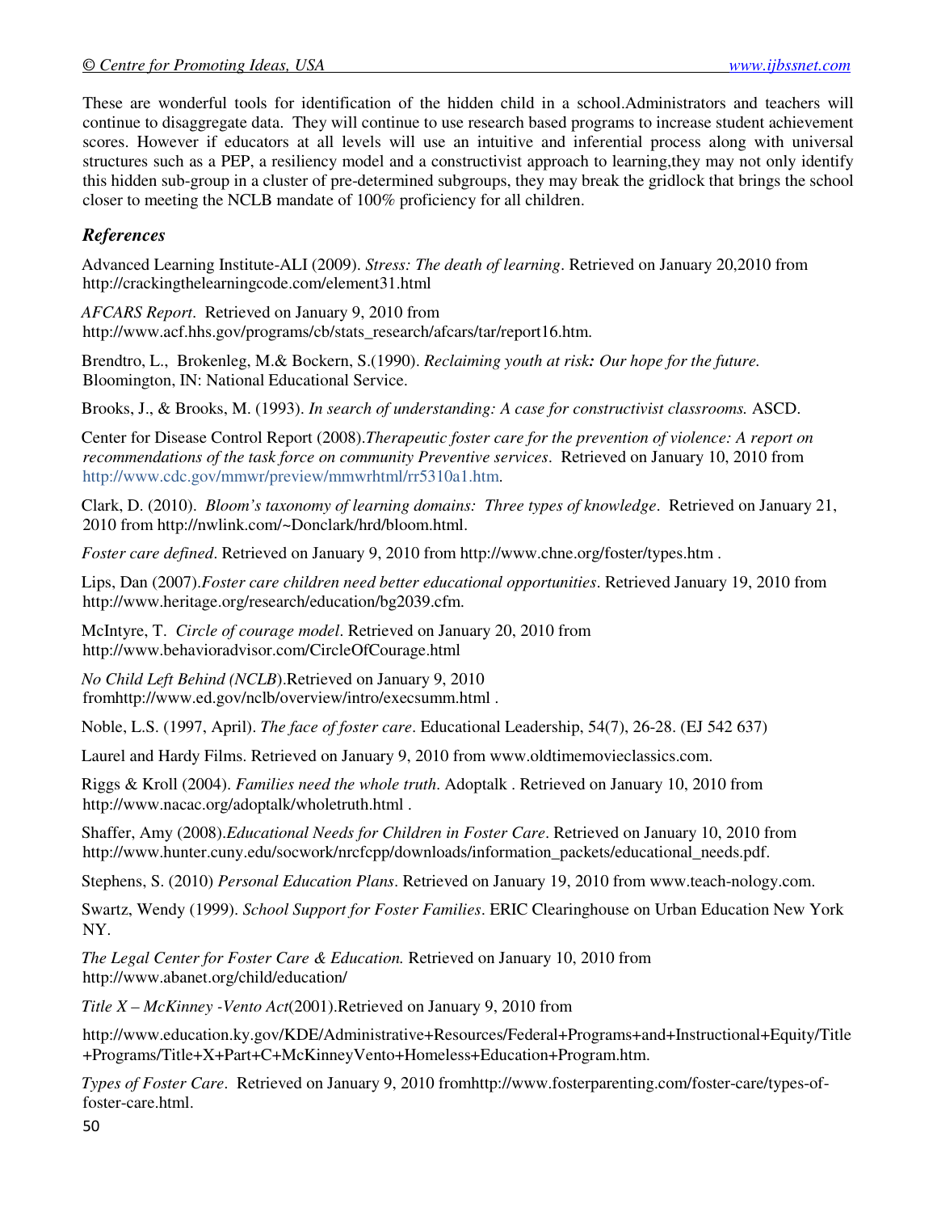These are wonderful tools for identification of the hidden child in a school.Administrators and teachers will continue to disaggregate data. They will continue to use research based programs to increase student achievement scores. However if educators at all levels will use an intuitive and inferential process along with universal structures such as a PEP, a resiliency model and a constructivist approach to learning,they may not only identify this hidden sub-group in a cluster of pre-determined subgroups, they may break the gridlock that brings the school closer to meeting the NCLB mandate of 100% proficiency for all children.

### *References*

Advanced Learning Institute-ALI (2009). *Stress: The death of learning*. Retrieved on January 20,2010 from http://crackingthelearningcode.com/element31.html

*AFCARS Report*. Retrieved on January 9, 2010 from http://www.acf.hhs.gov/programs/cb/stats_research/afcars/tar/report16.htm.

Brendtro, L., Brokenleg, M.& Bockern, S.(1990). *Reclaiming youth at risk: Our hope for the future.* Bloomington, IN: National Educational Service.

Brooks, J., & Brooks, M. (1993). *In search of understanding: A case for constructivist classrooms.* ASCD.

Center for Disease Control Report (2008).*Therapeutic foster care for the prevention of violence: A report on recommendations of the task force on community Preventive services*. Retrieved on January 10, 2010 from http://www.cdc.gov/mmwr/preview/mmwrhtml/rr5310a1.htm.

Clark, D. (2010). *Bloom's taxonomy of learning domains: Three types of knowledge*. Retrieved on January 21, 2010 from http://nwlink.com/~Donclark/hrd/bloom.html.

*Foster care defined*. Retrieved on January 9, 2010 from http://www.chne.org/foster/types.htm .

Lips, Dan (2007).*Foster care children need better educational opportunities*. Retrieved January 19, 2010 from http://www.heritage.org/research/education/bg2039.cfm.

McIntyre, T. *Circle of courage model*. Retrieved on January 20, 2010 from http://www.behavioradvisor.com/CircleOfCourage.html

*No Child Left Behind (NCLB*).Retrieved on January 9, 2010 fromhttp://www.ed.gov/nclb/overview/intro/execsumm.html .

Noble, L.S. (1997, April). *The face of foster care*. Educational Leadership, 54(7), 26-28. (EJ 542 637)

Laurel and Hardy Films. Retrieved on January 9, 2010 from www.oldtimemovieclassics.com.

Riggs & Kroll (2004). *Families need the whole truth*. Adoptalk . Retrieved on January 10, 2010 from http://www.nacac.org/adoptalk/wholetruth.html .

Shaffer, Amy (2008).*Educational Needs for Children in Foster Care*. Retrieved on January 10, 2010 from http://www.hunter.cuny.edu/socwork/nrcfcpp/downloads/information_packets/educational_needs.pdf.

Stephens, S. (2010) *Personal Education Plans*. Retrieved on January 19, 2010 from www.teach-nology.com.

Swartz, Wendy (1999). *School Support for Foster Families*. ERIC Clearinghouse on Urban Education New York NY.

*The Legal Center for Foster Care & Education.* Retrieved on January 10, 2010 from http://www.abanet.org/child/education/

*Title X – McKinney -Vento Act*(2001).Retrieved on January 9, 2010 from

http://www.education.ky.gov/KDE/Administrative+Resources/Federal+Programs+and+Instructional+Equity/Title+Programs/Title+X+Part+C+McKinneyVento+Homeless+Education+Program.htm.

*Types of Foster Care*. Retrieved on January 9, 2010 fromhttp://www.fosterparenting.com/foster-care/types-of-foster-care.html.